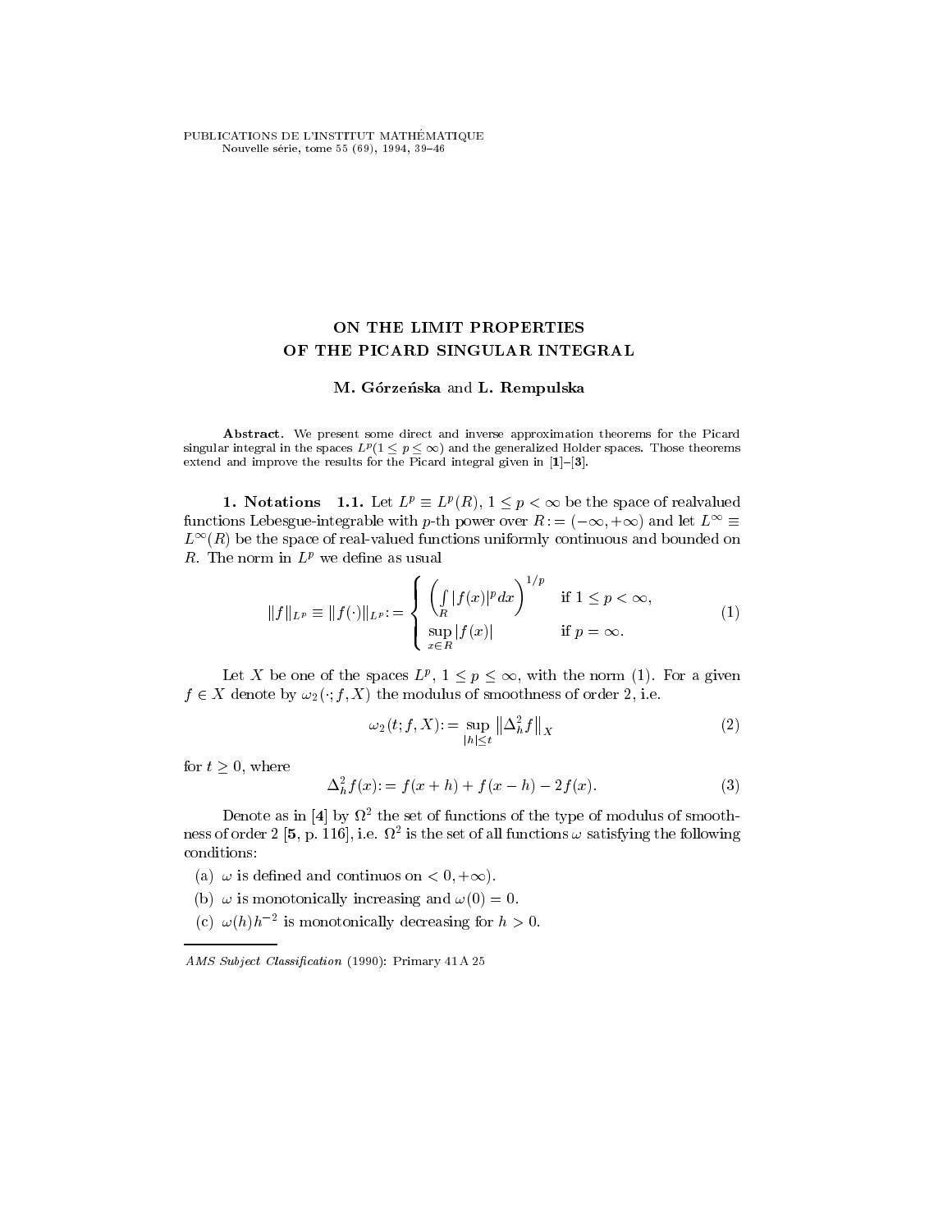# ON THE LIMIT PROPERTIES OF THE PICARD SINGULAR INTEGRAL

**M. Górzeńska** and **L. Rempulska**

**Abstract.** We present some direct and inverse approximation theorems for the Picard singular integral in the spaces $L^p(1 \leq p \leq \infty)$ and the generalized Holder spaces. Those theorems extend and improve the results for the Picard integral given in [**1**]–[**3**].

**1. Notations** **1.1.** Let $L^p \equiv L^p(R)$, $1 \leq p < \infty$ be the space of realvalued functions Lebesgue-integrable with $p$-th power over $R := (-\infty, +\infty)$ and let $L^\infty \equiv L^\infty(R)$ be the space of real-valued functions uniformly continuous and bounded on $R$. The norm in $L^p$ we define as usual

$$\|f\|_{L^p} \equiv \|f(\cdot)\|_{L^p} := \begin{cases} \left( \int\limits_R |f(x)|^p dx \right)^{1/p} & \text{if } 1 \leq p < \infty, \\ \sup\limits_{x \in R} |f(x)| & \text{if } p = \infty. \end{cases} \tag{1}$$

Let $X$ be one of the spaces $L^p$, $1 \leq p \leq \infty$, with the norm (1). For a given $f \in X$ denote by $\omega_2(\cdot; f, X)$ the modulus of smoothness of order 2, i.e.

$$\omega_2(t; f, X) := \sup_{|h| \leq t} \left\| \Delta_h^2 f \right\|_X \tag{2}$$

for $t \geq 0$, where

$$\Delta_h^2 f(x) := f(x+h) + f(x-h) - 2f(x). \tag{3}$$

Denote as in [**4**] by $\Omega^2$ the set of functions of the type of modulus of smoothness of order 2 [**5**, p. 116], i.e. $\Omega^2$ is the set of all functions $\omega$ satisfying the following conditions:

(a) $\omega$ is defined and continuos on $< 0, +\infty)$.

(b) $\omega$ is monotonically increasing and $\omega(0) = 0$.

(c) $\omega(h)h^{-2}$ is monotonically decreasing for $h > 0$.

---

*AMS Subject Classification* (1990): Primary 41 A 25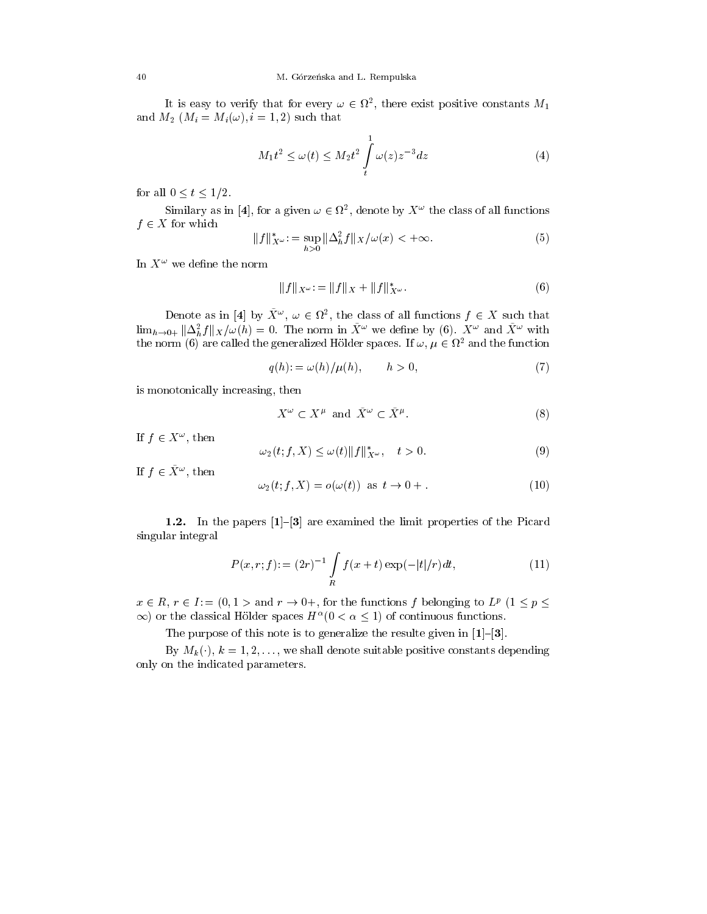It is easy to verify that for every $\omega \in \Omega^2$, there exist positive constants $M_1$ and $M_2$ ($M_i = M_i(\omega), i = 1, 2$) such that

$$M_1 t^2 \leq \omega(t) \leq M_2 t^2 \int_t^1 \omega(z) z^{-3} dz \tag{4}$$

for all $0 \leq t \leq 1/2$.

Similary as in [**4**], for a given $\omega \in \Omega^2$, denote by $X^\omega$ the class of all functions $f \in X$ for which

$$\|f\|^*_{X^\omega} := \sup_{h>0} \|\Delta_h^2 f\|_X / \omega(x) < +\infty. \tag{5}$$

In $X^\omega$ we define the norm

$$\|f\|_{X^\omega} := \|f\|_X + \|f\|^*_{X^\omega}. \tag{6}$$

Denote as in [**4**] by $\tilde{X}^\omega$, $\omega \in \Omega^2$, the class of all functions $f \in X$ such that $\lim_{h \to 0+} \|\Delta_h^2 f\|_X / \omega(h) = 0$. The norm in $\tilde{X}^\omega$ we define by (6). $X^\omega$ and $\tilde{X}^\omega$ with the norm (6) are called the generalized Hölder spaces. If $\omega, \mu \in \Omega^2$ and the function

$$q(h) := \omega(h)/\mu(h), \qquad h > 0, \tag{7}$$

is monotonically increasing, then

$$X^\omega \subset X^\mu \ \text{ and } \ \tilde{X}^\omega \subset \tilde{X}^\mu. \tag{8}$$

If $f \in X^\omega$, then

$$\omega_2(t; f, X) \leq \omega(t) \|f\|^*_{X^\omega}, \quad t > 0. \tag{9}$$

If $f \in \tilde{X}^\omega$, then

$$\omega_2(t; f, X) = o(\omega(t)) \ \text{ as } \ t \to 0+. \tag{10}$$

**1.2.** In the papers [**1**]–[**3**] are examined the limit properties of the Picard singular integral

$$P(x, r; f) := (2r)^{-1} \int_R f(x + t) \exp(-|t|/r) dt, \tag{11}$$

$x \in R$, $r \in I := (0, 1>$ and $r \to 0+$, for the functions $f$ belonging to $L^p$ ($1 \leq p \leq \infty$) or the classical Hölder spaces $H^\alpha (0 < \alpha \leq 1)$ of continuous functions.

The purpose of this note is to generalize the resulte given in [**1**]–[**3**].

By $M_k(\cdot)$, $k = 1, 2, \ldots$, we shall denote suitable positive constants depending only on the indicated parameters.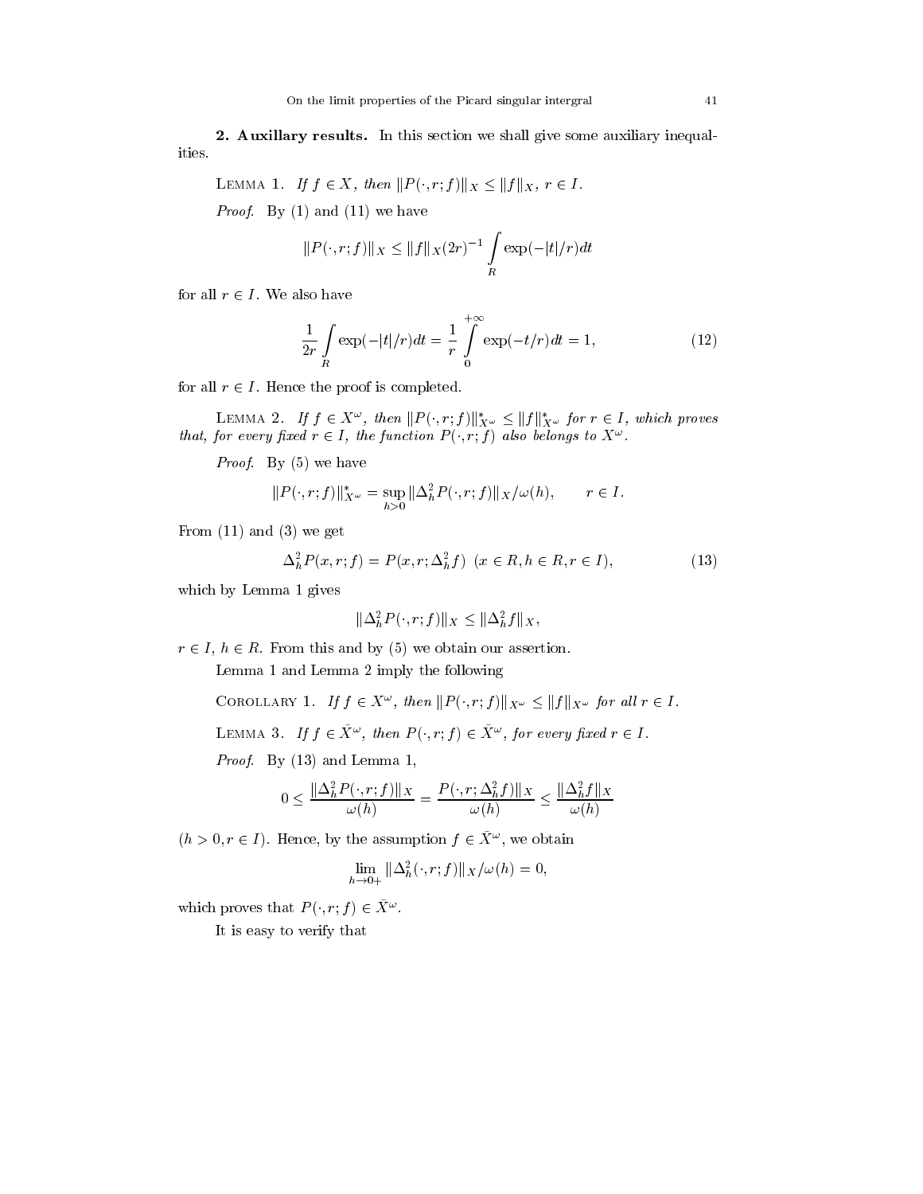**2. Auxillary results.** In this section we shall give some auxiliary inequalities.

LEMMA 1. *If $f \in X$, then $\|P(\cdot, r; f)\|_X \le \|f\|_X$, $r \in I$.*

*Proof.* By (1) and (11) we have

$$\|P(\cdot, r; f)\|_X \le \|f\|_X (2r)^{-1} \int_R \exp(-|t|/r) dt$$

for all $r \in I$. We also have

$$\frac{1}{2r} \int_R \exp(-|t|/r) dt = \frac{1}{r} \int_0^{+\infty} \exp(-t/r) dt = 1, \tag{12}$$

for all $r \in I$. Hence the proof is completed.

LEMMA 2. *If $f \in X^\omega$, then $\|P(\cdot, r; f)\|^*_{X^\omega} \le \|f\|^*_{X^\omega}$ for $r \in I$, which proves that, for every fixed $r \in I$, the function $P(\cdot, r; f)$ also belongs to $X^\omega$.*

*Proof.* By (5) we have

$$\|P(\cdot, r; f)\|^*_{X^\omega} = \sup_{h>0} \|\Delta_h^2 P(\cdot, r; f)\|_X / \omega(h), \qquad r \in I.$$

From (11) and (3) we get

$$\Delta_h^2 P(x, r; f) = P(x, r; \Delta_h^2 f) \;\; (x \in R, h \in R, r \in I), \tag{13}$$

which by Lemma 1 gives

$$\|\Delta_h^2 P(\cdot, r; f)\|_X \le \|\Delta_h^2 f\|_X,$$

$r \in I$, $h \in R$. From this and by (5) we obtain our assertion.

Lemma 1 and Lemma 2 imply the following

COROLLARY 1. *If $f \in X^\omega$, then $\|P(\cdot, r; f)\|_{X^\omega} \le \|f\|_{X^\omega}$ for all $r \in I$.*

LEMMA 3. *If $f \in \bar{X}^\omega$, then $P(\cdot, r; f) \in \bar{X}^\omega$, for every fixed $r \in I$.*

*Proof.* By (13) and Lemma 1,

$$0 \le \frac{\|\Delta_h^2 P(\cdot, r; f)\|_X}{\omega(h)} = \frac{P(\cdot, r; \Delta_h^2 f)\|_X}{\omega(h)} \le \frac{\|\Delta_h^2 f\|_X}{\omega(h)}$$

$(h > 0, r \in I)$. Hence, by the assumption $f \in \bar{X}^\omega$, we obtain

$$\lim_{h \to 0+} \|\Delta_h^2(\cdot, r; f)\|_X / \omega(h) = 0,$$

which proves that $P(\cdot, r; f) \in \bar{X}^\omega$.

It is easy to verify that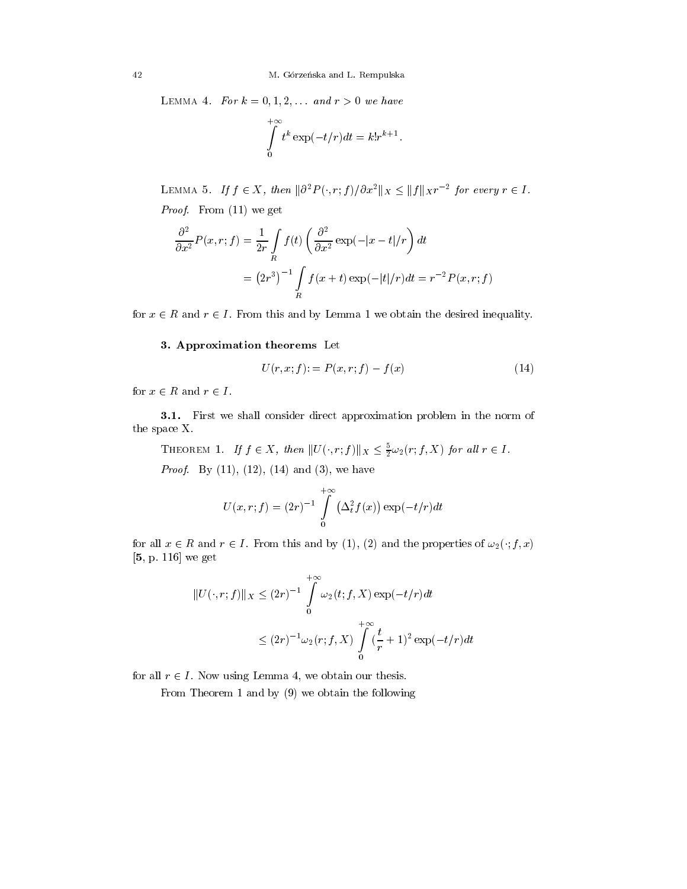LEMMA 4. *For $k = 0, 1, 2, \ldots$ and $r > 0$ we have*

$$\int_0^{+\infty} t^k \exp(-t/r) dt = k! r^{k+1}.$$

LEMMA 5. *If $f \in X$, then $\|\partial^2 P(\cdot, r; f)/\partial x^2\|_X \leq \|f\|_X r^{-2}$ for every $r \in I$.*

*Proof.* From (11) we get

$$\begin{aligned}
\frac{\partial^2}{\partial x^2} P(x, r; f) &= \frac{1}{2r} \int_R f(t) \left( \frac{\partial^2}{\partial x^2} \exp(-|x-t|/r) \right) dt \\
&= \left(2r^3\right)^{-1} \int_R f(x+t) \exp(-|t|/r) dt = r^{-2} P(x, r; f)
\end{aligned}$$

for $x \in R$ and $r \in I$. From this and by Lemma 1 we obtain the desired inequality.

## 3. Approximation theorems

Let

$$U(r, x; f) := P(x, r; f) - f(x) \tag{14}$$

for $x \in R$ and $r \in I$.

**3.1.** First we shall consider direct approximation problem in the norm of the space X.

THEOREM 1. *If $f \in X$, then $\|U(\cdot, r; f)\|_X \leq \frac{5}{2} \omega_2(r; f, X)$ for all $r \in I$.*

*Proof.* By (11), (12), (14) and (3), we have

$$U(x, r; f) = (2r)^{-1} \int_0^{+\infty} \left(\Delta_t^2 f(x)\right) \exp(-t/r) dt$$

for all $x \in R$ and $r \in I$. From this and by (1), (2) and the properties of $\omega_2(\cdot; f, x)$ [**5**, p. 116] we get

$$\begin{aligned}
\|U(\cdot, r; f)\|_X &\leq (2r)^{-1} \int_0^{+\infty} \omega_2(t; f, X) \exp(-t/r) dt \\
&\leq (2r)^{-1} \omega_2(r; f, X) \int_0^{+\infty} (\frac{t}{r} + 1)^2 \exp(-t/r) dt
\end{aligned}$$

for all $r \in I$. Now using Lemma 4, we obtain our thesis.

From Theorem 1 and by (9) we obtain the following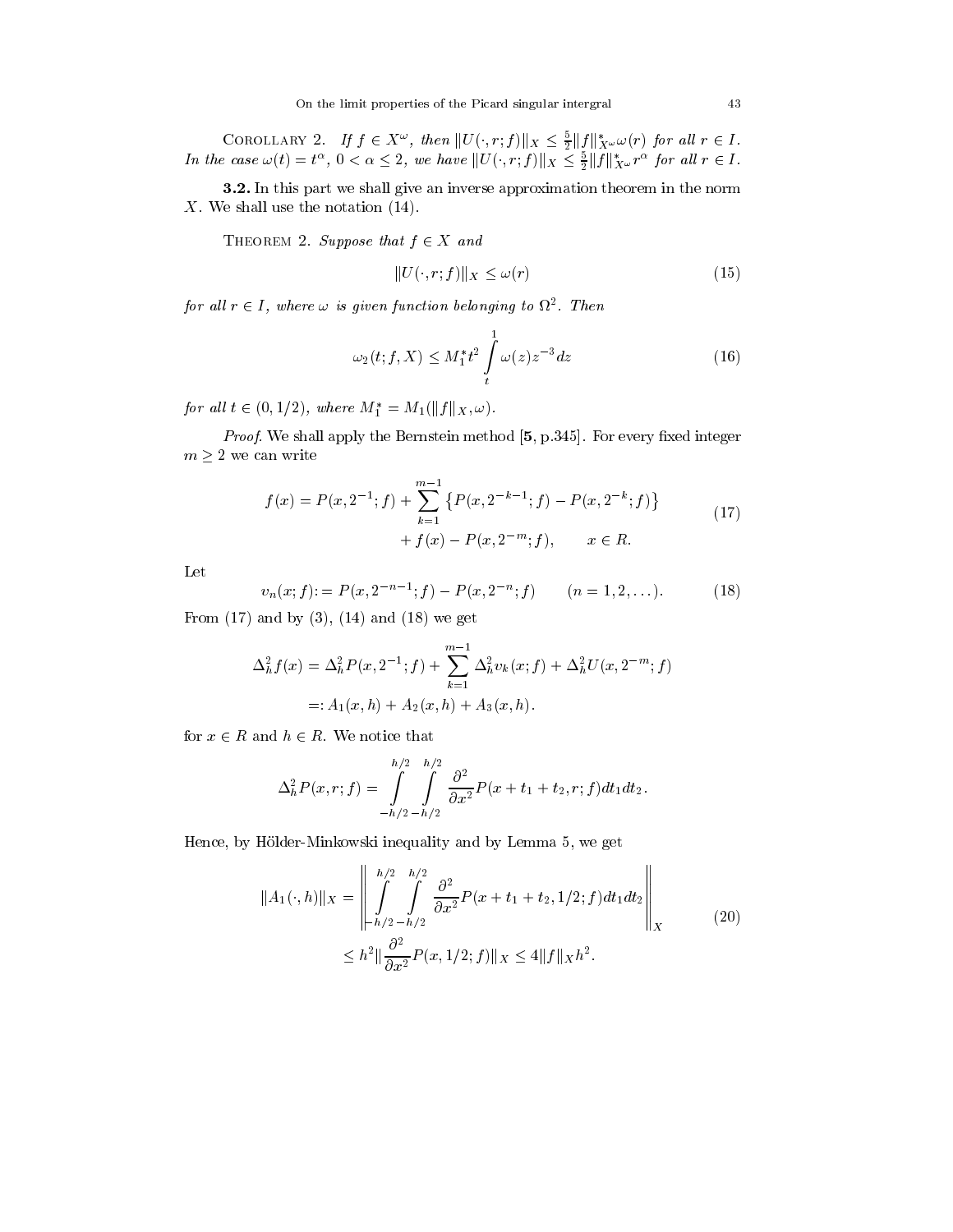COROLLARY 2. *If $f \in X^{\omega}$, then $\|U(\cdot, r; f)\|_X \leq \frac{5}{2}\|f\|^*_{X^{\omega}}\omega(r)$ for all $r \in I$. In the case $\omega(t) = t^{\alpha}$, $0 < \alpha \leq 2$, we have $\|U(\cdot, r; f)\|_X \leq \frac{5}{2}\|f\|^*_{X^{\omega}} r^{\alpha}$ for all $r \in I$.*

**3.2.** In this part we shall give an inverse approximation theorem in the norm $X$. We shall use the notation (14).

THEOREM 2. *Suppose that $f \in X$ and*

$$\|U(\cdot, r; f)\|_X \leq \omega(r) \tag{15}$$

*for all $r \in I$, where $\omega$ is given function belonging to $\Omega^2$. Then*

$$\omega_2(t; f, X) \leq M_1^* t^2 \int\limits_t^1 \omega(z) z^{-3} dz \tag{16}$$

*for all $t \in (0, 1/2)$, where $M_1^* = M_1(\|f\|_X, \omega)$.*

*Proof.* We shall apply the Bernstein method [**5**, p.345]. For every fixed integer $m \geq 2$ we can write

$$\begin{aligned} f(x) = P(x, 2^{-1}; f) &+ \sum_{k=1}^{m-1} \left\{ P(x, 2^{-k-1}; f) - P(x, 2^{-k}; f) \right\} \\ &+ f(x) - P(x, 2^{-m}; f), \qquad x \in R. \end{aligned} \tag{17}$$

Let

$$v_n(x; f) := P(x, 2^{-n-1}; f) - P(x, 2^{-n}; f) \qquad (n = 1, 2, \ldots). \tag{18}$$

From (17) and by (3), (14) and (18) we get

$$\begin{aligned} \Delta_h^2 f(x) &= \Delta_h^2 P(x, 2^{-1}; f) + \sum_{k=1}^{m-1} \Delta_h^2 v_k(x; f) + \Delta_h^2 U(x, 2^{-m}; f) \\ &=: A_1(x, h) + A_2(x, h) + A_3(x, h). \end{aligned}$$

for $x \in R$ and $h \in R$. We notice that

$$\Delta_h^2 P(x, r; f) = \int\limits_{-h/2}^{h/2} \int\limits_{-h/2}^{h/2} \frac{\partial^2}{\partial x^2} P(x + t_1 + t_2, r; f) dt_1 dt_2 .$$

Hence, by Hölder-Minkowski inequality and by Lemma 5, we get

$$\begin{aligned} \|A_1(\cdot, h)\|_X &= \left\| \int\limits_{-h/2}^{h/2} \int\limits_{-h/2}^{h/2} \frac{\partial^2}{\partial x^2} P(x + t_1 + t_2, 1/2; f) dt_1 dt_2 \right\|_X \\ &\leq h^2 \| \frac{\partial^2}{\partial x^2} P(x, 1/2; f)\|_X \leq 4\|f\|_X h^2. \end{aligned} \tag{20}$$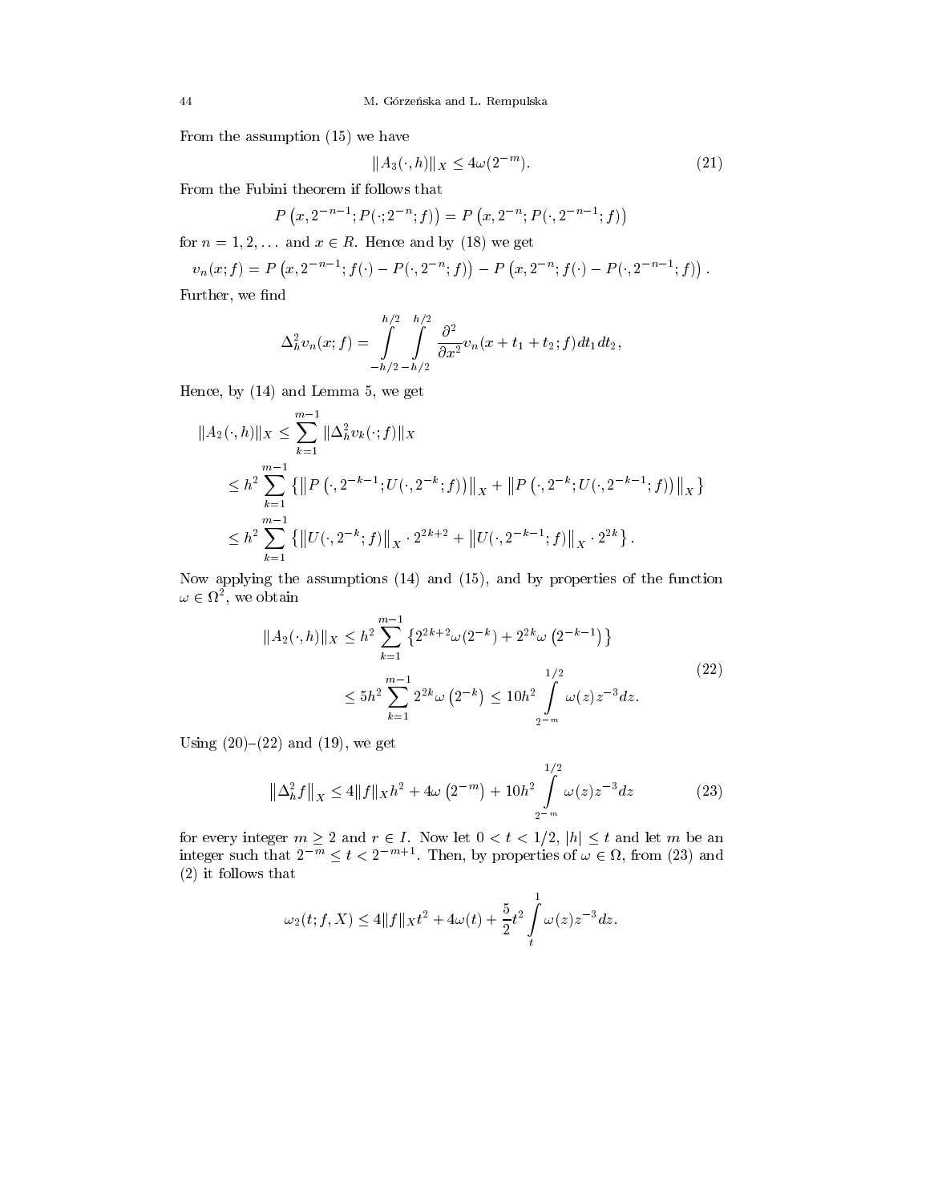From the assumption (15) we have

$$\|A_3(\cdot, h)\|_X \le 4\omega(2^{-m}). \tag{21}$$

From the Fubini theorem if follows that

$$P\left(x, 2^{-n-1}; P(\cdot; 2^{-n}; f)\right) = P\left(x, 2^{-n}; P(\cdot, 2^{-n-1}; f)\right)$$

for $n = 1, 2, \ldots$ and $x \in R$. Hence and by (18) we get

$$v_n(x; f) = P\left(x, 2^{-n-1}; f(\cdot) - P(\cdot, 2^{-n}; f)\right) - P\left(x, 2^{-n}; f(\cdot) - P(\cdot, 2^{-n-1}; f)\right).$$

Further, we find

$$\Delta_h^2 v_n(x; f) = \int\limits_{-h/2}^{h/2} \int\limits_{-h/2}^{h/2} \frac{\partial^2}{\partial x^2} v_n(x + t_1 + t_2; f) dt_1 dt_2,$$

Hence, by (14) and Lemma 5, we get

$$\begin{aligned}
\|A_2(\cdot, h)\|_X &\le \sum_{k=1}^{m-1} \|\Delta_h^2 v_k(\cdot; f)\|_X \\
&\le h^2 \sum_{k=1}^{m-1} \left\{ \left\| P\left(\cdot, 2^{-k-1}; U(\cdot, 2^{-k}; f)\right)\right\|_X + \left\| P\left(\cdot, 2^{-k}; U(\cdot, 2^{-k-1}; f)\right)\right\|_X \right\} \\
&\le h^2 \sum_{k=1}^{m-1} \left\{ \left\| U(\cdot, 2^{-k}; f)\right\|_X \cdot 2^{2k+2} + \left\| U(\cdot, 2^{-k-1}; f)\right\|_X \cdot 2^{2k} \right\}.
\end{aligned}$$

Now applying the assumptions (14) and (15), and by properties of the function $\omega \in \Omega^2$, we obtain

$$\begin{aligned}
\|A_2(\cdot, h)\|_X &\le h^2 \sum_{k=1}^{m-1} \left\{ 2^{2k+2} \omega(2^{-k}) + 2^{2k} \omega\left(2^{-k-1}\right) \right\} \\
&\le 5h^2 \sum_{k=1}^{m-1} 2^{2k} \omega\left(2^{-k}\right) \le 10h^2 \int\limits_{2^{-m}}^{1/2} \omega(z) z^{-3} dz.
\end{aligned} \tag{22}$$

Using (20)–(22) and (19), we get

$$\left\|\Delta_h^2 f\right\|_X \le 4\|f\|_X h^2 + 4\omega\left(2^{-m}\right) + 10h^2 \int\limits_{2^{-m}}^{1/2} \omega(z) z^{-3} dz \tag{23}$$

for every integer $m \ge 2$ and $r \in I$. Now let $0 < t < 1/2$, $|h| \le t$ and let $m$ be an integer such that $2^{-m} \le t < 2^{-m+1}$. Then, by properties of $\omega \in \Omega$, from (23) and (2) it follows that

$$\omega_2(t; f, X) \le 4\|f\|_X t^2 + 4\omega(t) + \frac{5}{2} t^2 \int\limits_{t}^{1} \omega(z) z^{-3} dz.$$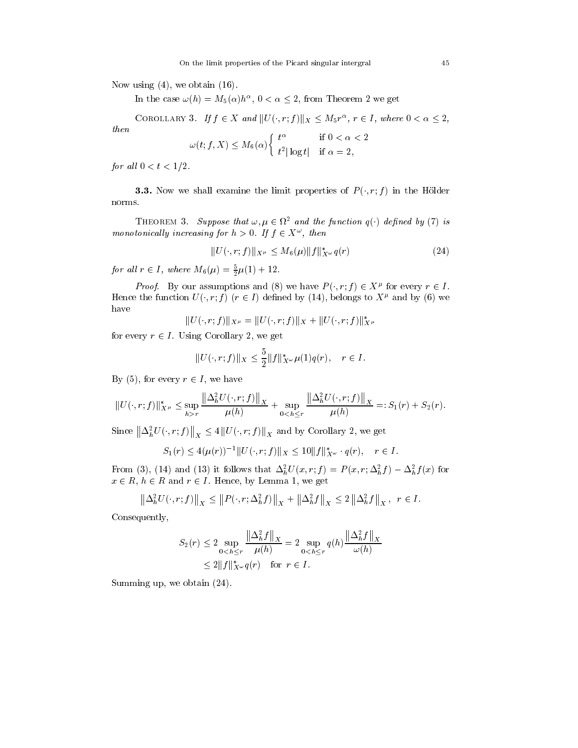Now using (4), we obtain (16).

In the case $\omega(h) = M_5(\alpha)h^\alpha$, $0 < \alpha \le 2$, from Theorem 2 we get

COROLLARY 3. *If $f \in X$ and $\|U(\cdot, r; f)\|_X \le M_5 r^\alpha$, $r \in I$, where $0 < \alpha \le 2$, then*

$$\omega(t; f, X) \le M_6(\alpha) \begin{cases} t^\alpha & \text{if } 0 < \alpha < 2 \\ t^2 |\log t| & \text{if } \alpha = 2, \end{cases}$$

*for all $0 < t < 1/2$.*

**3.3.** Now we shall examine the limit properties of $P(\cdot, r; f)$ in the Hölder norms.

THEOREM 3. *Suppose that $\omega, \mu \in \Omega^2$ and the function $q(\cdot)$ defined by (7) is monotonically increasing for $h > 0$. If $f \in X^\omega$, then*

$$\|U(\cdot, r; f)\|_{X^\mu} \le M_6(\mu) \|f\|^*_{X^\omega} q(r) \tag{24}$$

*for all $r \in I$, where $M_6(\mu) = \frac{5}{2}\mu(1) + 12$.*

*Proof.* By our assumptions and (8) we have $P(\cdot, r; f) \in X^\mu$ for every $r \in I$. Hence the function $U(\cdot, r; f)$ $(r \in I)$ defined by (14), belongs to $X^\mu$ and by (6) we have

$$\|U(\cdot, r; f)\|_{X^\mu} = \|U(\cdot, r; f)\|_X + \|U(\cdot, r; f)\|^*_{X^\mu}$$

for every $r \in I$. Using Corollary 2, we get

$$\|U(\cdot, r; f)\|_X \le \frac{5}{2} \|f\|^*_{X^\omega} \mu(1) q(r), \quad r \in I.$$

By (5), for every $r \in I$, we have

$$\|U(\cdot, r; f)\|^*_{X^\mu} \le \sup_{h > r} \frac{\left\|\Delta_h^2 U(\cdot, r; f)\right\|_X}{\mu(h)} + \sup_{0 < h \le r} \frac{\left\|\Delta_h^2 U(\cdot, r; f)\right\|_X}{\mu(h)} =: S_1(r) + S_2(r).$$

Since $\left\|\Delta_h^2 U(\cdot, r; f)\right\|_X \le 4\|U(\cdot, r; f)\|_X$ and by Corollary 2, we get

$$S_1(r) \le 4(\mu(r))^{-1} \|U(\cdot, r; f)\|_X \le 10\|f\|^*_{X^\omega} \cdot q(r), \quad r \in I.$$

From (3), (14) and (13) it follows that $\Delta_h^2 U(x, r; f) = P(x, r; \Delta_h^2 f) - \Delta_h^2 f(x)$ for $x \in R$, $h \in R$ and $r \in I$. Hence, by Lemma 1, we get

$$\left\|\Delta_h^2 U(\cdot, r; f)\right\|_X \le \left\|P(\cdot, r; \Delta_h^2 f)\right\|_X + \left\|\Delta_h^2 f\right\|_X \le 2\left\|\Delta_h^2 f\right\|_X, \ \ r \in I.$$

Consequently,

$$\begin{aligned} S_2(r) &\le 2 \sup_{0 < h \le r} \frac{\left\|\Delta_h^2 f\right\|_X}{\mu(h)} = 2 \sup_{0 < h \le r} q(h) \frac{\left\|\Delta_h^2 f\right\|_X}{\omega(h)} \\ &\le 2\|f\|^*_{X^\omega} q(r) \quad \text{for } r \in I. \end{aligned}$$

Summing up, we obtain (24).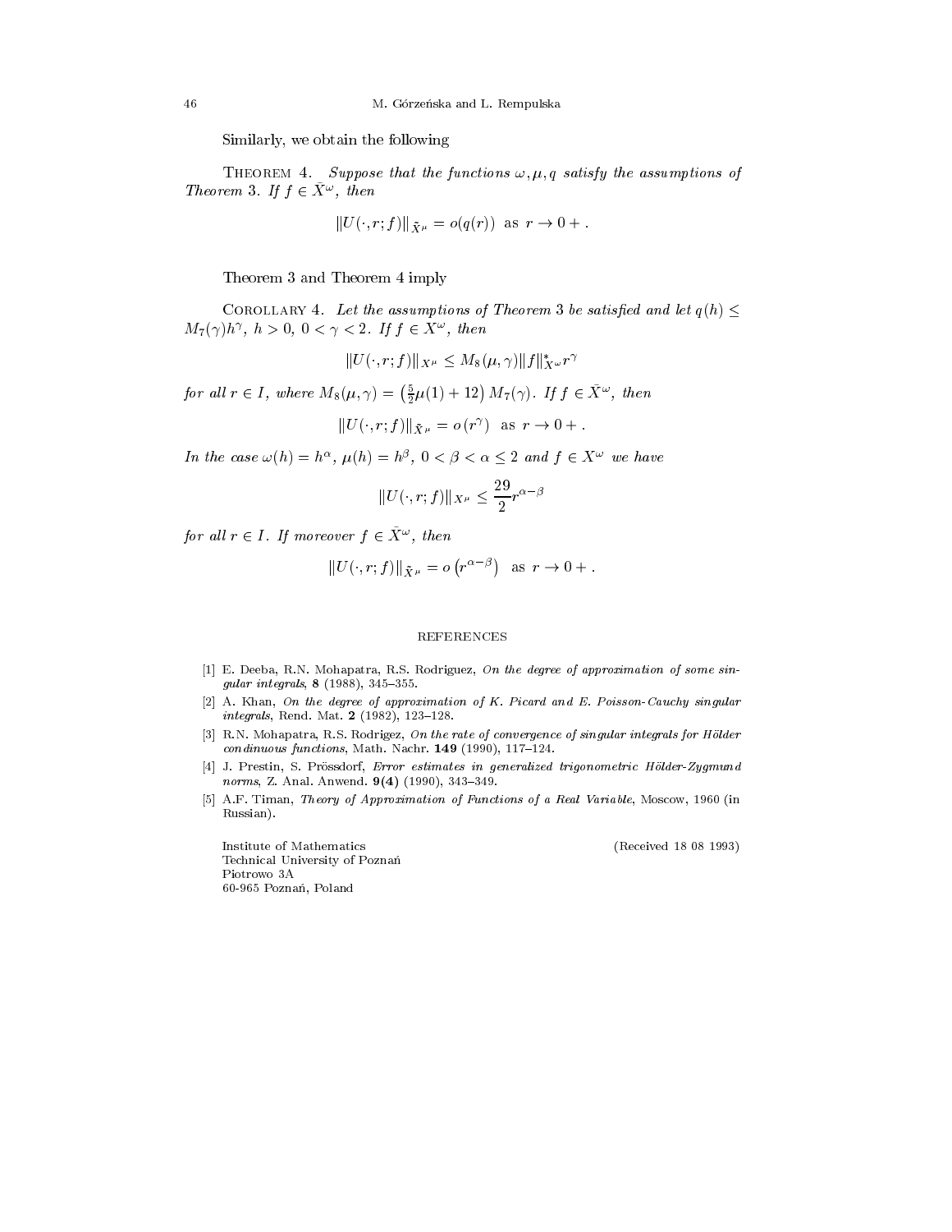Similarly, we obtain the following

THEOREM 4. *Suppose that the functions $\omega, \mu, q$ satisfy the assumptions of Theorem 3. If $f \in \tilde{X}^{\omega}$, then*

$$\|U(\cdot, r; f)\|_{\tilde{X}^{\mu}} = o(q(r)) \text{ as } r \to 0+ .$$

Theorem 3 and Theorem 4 imply

COROLLARY 4. *Let the assumptions of Theorem 3 be satisfied and let $q(h) \leq M_7(\gamma)h^{\gamma}$, $h > 0$, $0 < \gamma < 2$. If $f \in X^{\omega}$, then*

$$\|U(\cdot, r; f)\|_{X^{\mu}} \leq M_8(\mu, \gamma)\|f\|^{*}_{X^{\omega}} r^{\gamma}$$

*for all $r \in I$, where $M_8(\mu, \gamma) = \left(\frac{5}{2}\mu(1) + 12\right) M_7(\gamma)$. If $f \in \tilde{X}^{\omega}$, then*

$$\|U(\cdot, r; f)\|_{\tilde{X}^{\mu}} = o\left(r^{\gamma}\right) \text{ as } r \to 0+ .$$

*In the case $\omega(h) = h^{\alpha}$, $\mu(h) = h^{\beta}$, $0 < \beta < \alpha \leq 2$ and $f \in X^{\omega}$ we have*

$$\|U(\cdot, r; f)\|_{X^{\mu}} \leq \frac{29}{2} r^{\alpha - \beta}$$

*for all $r \in I$. If moreover $f \in \tilde{X}^{\omega}$, then*

$$\|U(\cdot, r; f)\|_{\tilde{X}^{\mu}} = o\left(r^{\alpha - \beta}\right) \text{ as } r \to 0+ .$$

## REFERENCES

[1] E. Deeba, R.N. Mohapatra, R.S. Rodriguez, *On the degree of approximation of some singular integrals*, **8** (1988), 345–355.

[2] A. Khan, *On the degree of approximation of K. Picard and E. Poisson-Cauchy singular integrals*, Rend. Mat. **2** (1982), 123–128.

[3] R.N. Mohapatra, R.S. Rodrigez, *On the rate of convergence of singular integrals for Hölder condinuous functions*, Math. Nachr. **149** (1990), 117–124.

[4] J. Prestin, S. Prössdorf, *Error estimates in generalized trigonometric Hölder-Zygmund norms*, Z. Anal. Anwend. **9(4)** (1990), 343–349.

[5] A.F. Timan, *Theory of Approximation of Functions of a Real Variable*, Moscow, 1960 (in Russian).

Institute of Mathematics
Technical University of Poznań
Piotrowo 3A
60-965 Poznań, Poland

(Received 18 08 1993)